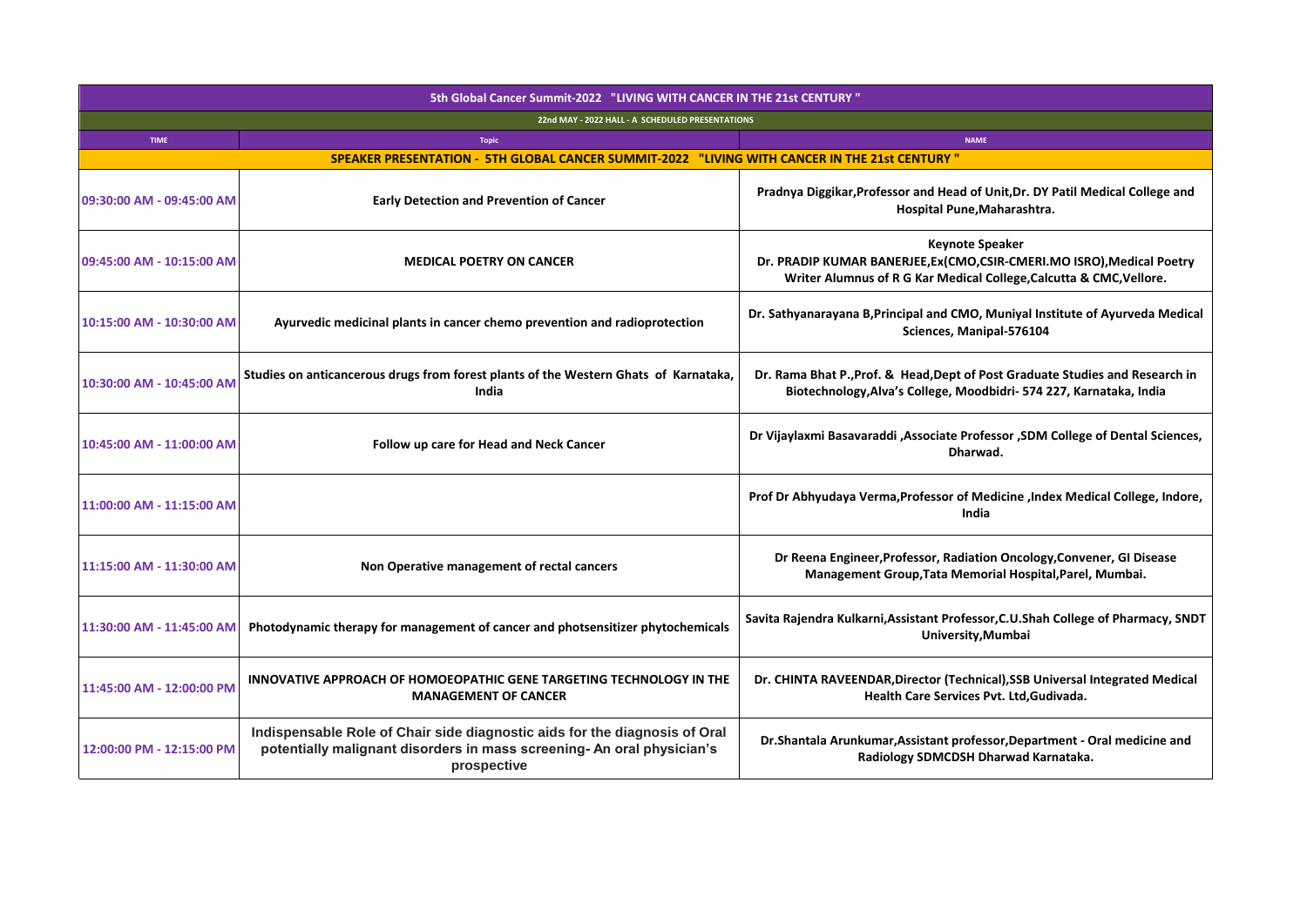| 5th Global Cancer Summit-2022 "LIVING WITH CANCER IN THE 21st CENTURY " | | |
|---|---|---|
| 22nd MAY - 2022 HALL - A SCHEDULED PRESENTATIONS | | |
| TIME | Topic | NAME |
| SPEAKER PRESENTATION - 5TH GLOBAL CANCER SUMMIT-2022 "LIVING WITH CANCER IN THE 21st CENTURY " | | |
| 09:30:00 AM - 09:45:00 AM | Early Detection and Prevention of Cancer | Pradnya Diggikar,Professor and Head of Unit,Dr. DY Patil Medical College and Hospital Pune,Maharashtra. |
| 09:45:00 AM - 10:15:00 AM | MEDICAL POETRY ON CANCER | Keynote Speaker Dr. PRADIP KUMAR BANERJEE,Ex(CMO,CSIR-CMERI.MO ISRO),Medical Poetry Writer Alumnus of R G Kar Medical College,Calcutta & CMC,Vellore. |
| 10:15:00 AM - 10:30:00 AM | Ayurvedic medicinal plants in cancer chemo prevention and radioprotection | Dr. Sathyanarayana B,Principal and CMO, Muniyal Institute of Ayurveda Medical Sciences, Manipal-576104 |
| 10:30:00 AM - 10:45:00 AM | Studies on anticancerous drugs from forest plants of the Western Ghats of Karnataka, India | Dr. Rama Bhat P.,Prof. & Head,Dept of Post Graduate Studies and Research in Biotechnology,Alva's College, Moodbidri- 574 227, Karnataka, India |
| 10:45:00 AM - 11:00:00 AM | Follow up care for Head and Neck Cancer | Dr Vijaylaxmi Basavaraddi ,Associate Professor ,SDM College of Dental Sciences, Dharwad. |
| 11:00:00 AM - 11:15:00 AM | | Prof Dr Abhyudaya Verma,Professor of Medicine ,Index Medical College, Indore, India |
| 11:15:00 AM - 11:30:00 AM | Non Operative management of rectal cancers | Dr Reena Engineer,Professor, Radiation Oncology,Convener, GI Disease Management Group,Tata Memorial Hospital,Parel, Mumbai. |
| 11:30:00 AM - 11:45:00 AM | Photodynamic therapy for management of cancer and photsensitizer phytochemicals | Savita Rajendra Kulkarni,Assistant Professor,C.U.Shah College of Pharmacy, SNDT University,Mumbai |
| 11:45:00 AM - 12:00:00 PM | INNOVATIVE APPROACH OF HOMOEOPATHIC GENE TARGETING TECHNOLOGY IN THE MANAGEMENT OF CANCER | Dr. CHINTA RAVEENDAR,Director (Technical),SSB Universal Integrated Medical Health Care Services Pvt. Ltd,Gudivada. |
| 12:00:00 PM - 12:15:00 PM | Indispensable Role of Chair side diagnostic aids for the diagnosis of Oral potentially malignant disorders in mass screening- An oral physician's prospective | Dr.Shantala Arunkumar,Assistant professor,Department - Oral medicine and Radiology SDMCDSH Dharwad Karnataka. |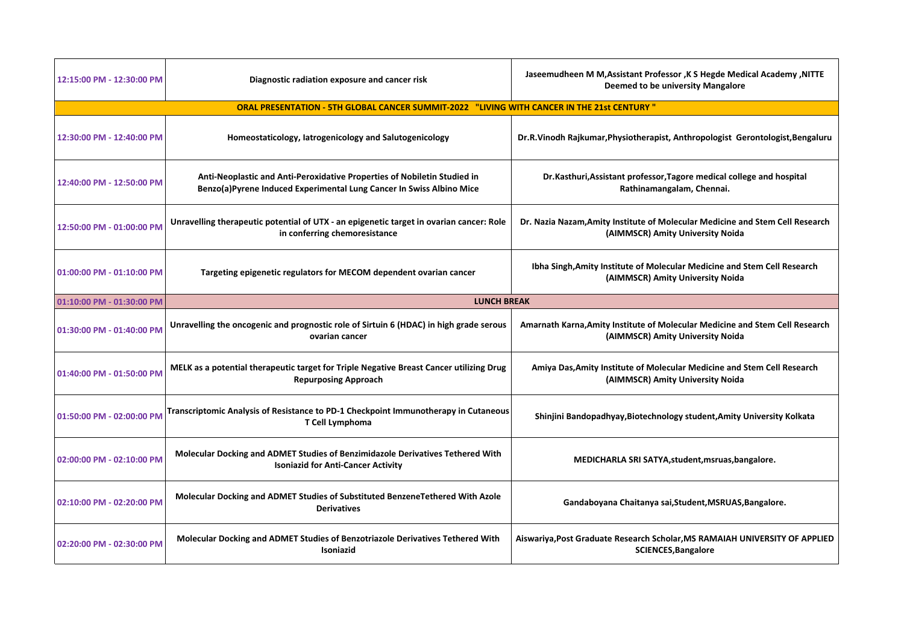| | | |
|---|---|---|
| 12:15:00 PM - 12:30:00 PM | Diagnostic radiation exposure and cancer risk | Jaseemudheen M M,Assistant Professor ,K S Hegde Medical Academy ,NITTE Deemed to be university Mangalore |
| **ORAL PRESENTATION - 5TH GLOBAL CANCER SUMMIT-2022 "LIVING WITH CANCER IN THE 21st CENTURY "** | | |
| 12:30:00 PM - 12:40:00 PM | Homeostaticology, Iatrogenicology and Salutogenicology | Dr.R.Vinodh Rajkumar,Physiotherapist, Anthropologist Gerontologist,Bengaluru |
| 12:40:00 PM - 12:50:00 PM | Anti-Neoplastic and Anti-Peroxidative Properties of Nobiletin Studied in Benzo(a)Pyrene Induced Experimental Lung Cancer In Swiss Albino Mice | Dr.Kasthuri,Assistant professor,Tagore medical college and hospital Rathinamangalam, Chennai. |
| 12:50:00 PM - 01:00:00 PM | Unravelling therapeutic potential of UTX - an epigenetic target in ovarian cancer: Role in conferring chemoresistance | Dr. Nazia Nazam,Amity Institute of Molecular Medicine and Stem Cell Research (AIMMSCR) Amity University Noida |
| 01:00:00 PM - 01:10:00 PM | Targeting epigenetic regulators for MECOM dependent ovarian cancer | Ibha Singh,Amity Institute of Molecular Medicine and Stem Cell Research (AIMMSCR) Amity University Noida |
| 01:10:00 PM - 01:30:00 PM | **LUNCH BREAK** | |
| 01:30:00 PM - 01:40:00 PM | Unravelling the oncogenic and prognostic role of Sirtuin 6 (HDAC) in high grade serous ovarian cancer | Amarnath Karna,Amity Institute of Molecular Medicine and Stem Cell Research (AIMMSCR) Amity University Noida |
| 01:40:00 PM - 01:50:00 PM | MELK as a potential therapeutic target for Triple Negative Breast Cancer utilizing Drug Repurposing Approach | Amiya Das,Amity Institute of Molecular Medicine and Stem Cell Research (AIMMSCR) Amity University Noida |
| 01:50:00 PM - 02:00:00 PM | Transcriptomic Analysis of Resistance to PD-1 Checkpoint Immunotherapy in Cutaneous T Cell Lymphoma | Shinjini Bandopadhyay,Biotechnology student,Amity University Kolkata |
| 02:00:00 PM - 02:10:00 PM | Molecular Docking and ADMET Studies of Benzimidazole Derivatives Tethered With Isoniazid for Anti-Cancer Activity | MEDICHARLA SRI SATYA,student,msruas,bangalore. |
| 02:10:00 PM - 02:20:00 PM | Molecular Docking and ADMET Studies of Substituted BenzeneTethered With Azole Derivatives | Gandaboyana Chaitanya sai,Student,MSRUAS,Bangalore. |
| 02:20:00 PM - 02:30:00 PM | Molecular Docking and ADMET Studies of Benzotriazole Derivatives Tethered With Isoniazid | Aiswariya,Post Graduate Research Scholar,MS RAMAIAH UNIVERSITY OF APPLIED SCIENCES,Bangalore |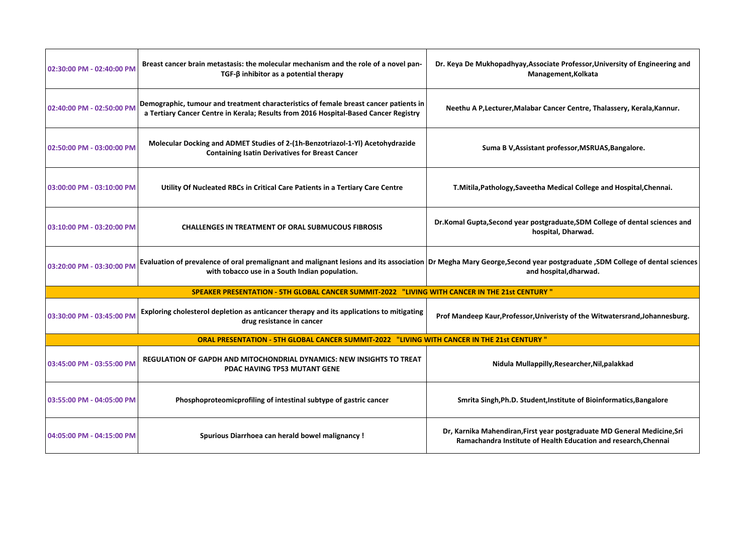| | | |
|---|---|---|
| 02:30:00 PM - 02:40:00 PM | Breast cancer brain metastasis: the molecular mechanism and the role of a novel pan-TGF-β inhibitor as a potential therapy | Dr. Keya De Mukhopadhyay,Associate Professor,University of Engineering and Management,Kolkata |
| 02:40:00 PM - 02:50:00 PM | Demographic, tumour and treatment characteristics of female breast cancer patients in a Tertiary Cancer Centre in Kerala; Results from 2016 Hospital-Based Cancer Registry | Neethu A P,Lecturer,Malabar Cancer Centre, Thalassery, Kerala,Kannur. |
| 02:50:00 PM - 03:00:00 PM | Molecular Docking and ADMET Studies of 2-(1h-Benzotriazol-1-Yl) Acetohydrazide Containing Isatin Derivatives for Breast Cancer | Suma B V,Assistant professor,MSRUAS,Bangalore. |
| 03:00:00 PM - 03:10:00 PM | Utility Of Nucleated RBCs in Critical Care Patients in a Tertiary Care Centre | T.Mitila,Pathology,Saveetha Medical College and Hospital,Chennai. |
| 03:10:00 PM - 03:20:00 PM | CHALLENGES IN TREATMENT OF ORAL SUBMUCOUS FIBROSIS | Dr.Komal Gupta,Second year postgraduate,SDM College of dental sciences and hospital, Dharwad. |
| 03:20:00 PM - 03:30:00 PM | Evaluation of prevalence of oral premalignant and malignant lesions and its association with tobacco use in a South Indian population. | Dr Megha Mary George,Second year postgraduate ,SDM College of dental sciences and hospital,dharwad. |
| **SPEAKER PRESENTATION - 5TH GLOBAL CANCER SUMMIT-2022 "LIVING WITH CANCER IN THE 21st CENTURY "** | | |
| 03:30:00 PM - 03:45:00 PM | Exploring cholesterol depletion as anticancer therapy and its applications to mitigating drug resistance in cancer | Prof Mandeep Kaur,Professor,Univeristy of the Witwatersrand,Johannesburg. |
| **ORAL PRESENTATION - 5TH GLOBAL CANCER SUMMIT-2022 "LIVING WITH CANCER IN THE 21st CENTURY "** | | |
| 03:45:00 PM - 03:55:00 PM | REGULATION OF GAPDH AND MITOCHONDRIAL DYNAMICS: NEW INSIGHTS TO TREAT PDAC HAVING TP53 MUTANT GENE | Nidula Mullappilly,Researcher,Nil,palakkad |
| 03:55:00 PM - 04:05:00 PM | Phosphoproteomicprofiling of intestinal subtype of gastric cancer | Smrita Singh,Ph.D. Student,Institute of Bioinformatics,Bangalore |
| 04:05:00 PM - 04:15:00 PM | Spurious Diarrhoea can herald bowel malignancy ! | Dr, Karnika Mahendiran,First year postgraduate MD General Medicine,Sri Ramachandra Institute of Health Education and research,Chennai |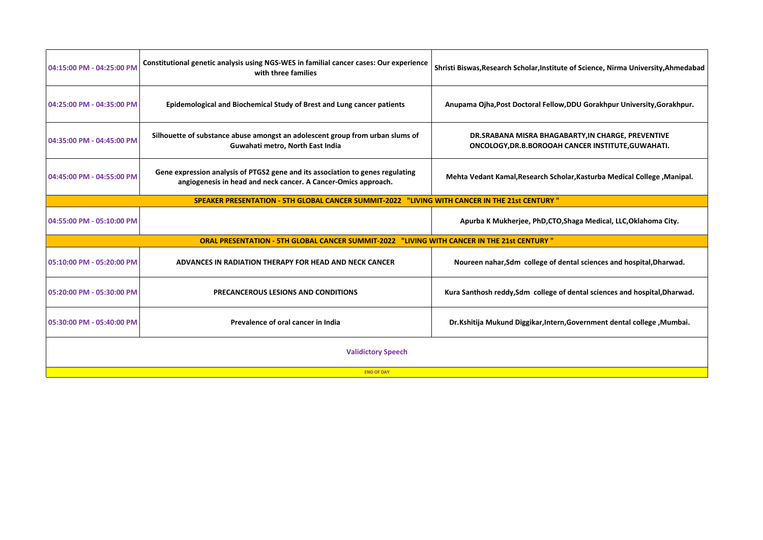| | | |
|---|---|---|
| 04:15:00 PM - 04:25:00 PM | Constitutional genetic analysis using NGS-WES in familial cancer cases: Our experience with three families | Shristi Biswas,Research Scholar,Institute of Science, Nirma University,Ahmedabad |
| 04:25:00 PM - 04:35:00 PM | Epidemological and Biochemical Study of Brest and Lung cancer patients | Anupama Ojha,Post Doctoral Fellow,DDU Gorakhpur University,Gorakhpur. |
| 04:35:00 PM - 04:45:00 PM | Silhouette of substance abuse amongst an adolescent group from urban slums of Guwahati metro, North East India | DR.SRABANA MISRA BHAGABARTY,IN CHARGE, PREVENTIVE ONCOLOGY,DR.B.BOROOAH CANCER INSTITUTE,GUWAHATI. |
| 04:45:00 PM - 04:55:00 PM | Gene expression analysis of PTGS2 gene and its association to genes regulating angiogenesis in head and neck cancer. A Cancer-Omics approach. | Mehta Vedant Kamal,Research Scholar,Kasturba Medical College ,Manipal. |
| SPEAKER PRESENTATION - 5TH GLOBAL CANCER SUMMIT-2022 "LIVING WITH CANCER IN THE 21st CENTURY " | | |
| 04:55:00 PM - 05:10:00 PM | | Apurba K Mukherjee, PhD,CTO,Shaga Medical, LLC,Oklahoma City. |
| ORAL PRESENTATION - 5TH GLOBAL CANCER SUMMIT-2022 "LIVING WITH CANCER IN THE 21st CENTURY " | | |
| 05:10:00 PM - 05:20:00 PM | ADVANCES IN RADIATION THERAPY FOR HEAD AND NECK CANCER | Noureen nahar,Sdm college of dental sciences and hospital,Dharwad. |
| 05:20:00 PM - 05:30:00 PM | PRECANCEROUS LESIONS AND CONDITIONS | Kura Santhosh reddy,Sdm college of dental sciences and hospital,Dharwad. |
| 05:30:00 PM - 05:40:00 PM | Prevalence of oral cancer in India | Dr.Kshitija Mukund Diggikar,Intern,Government dental college ,Mumbai. |
| Validictory Speech | | |
| END OF DAY | | |